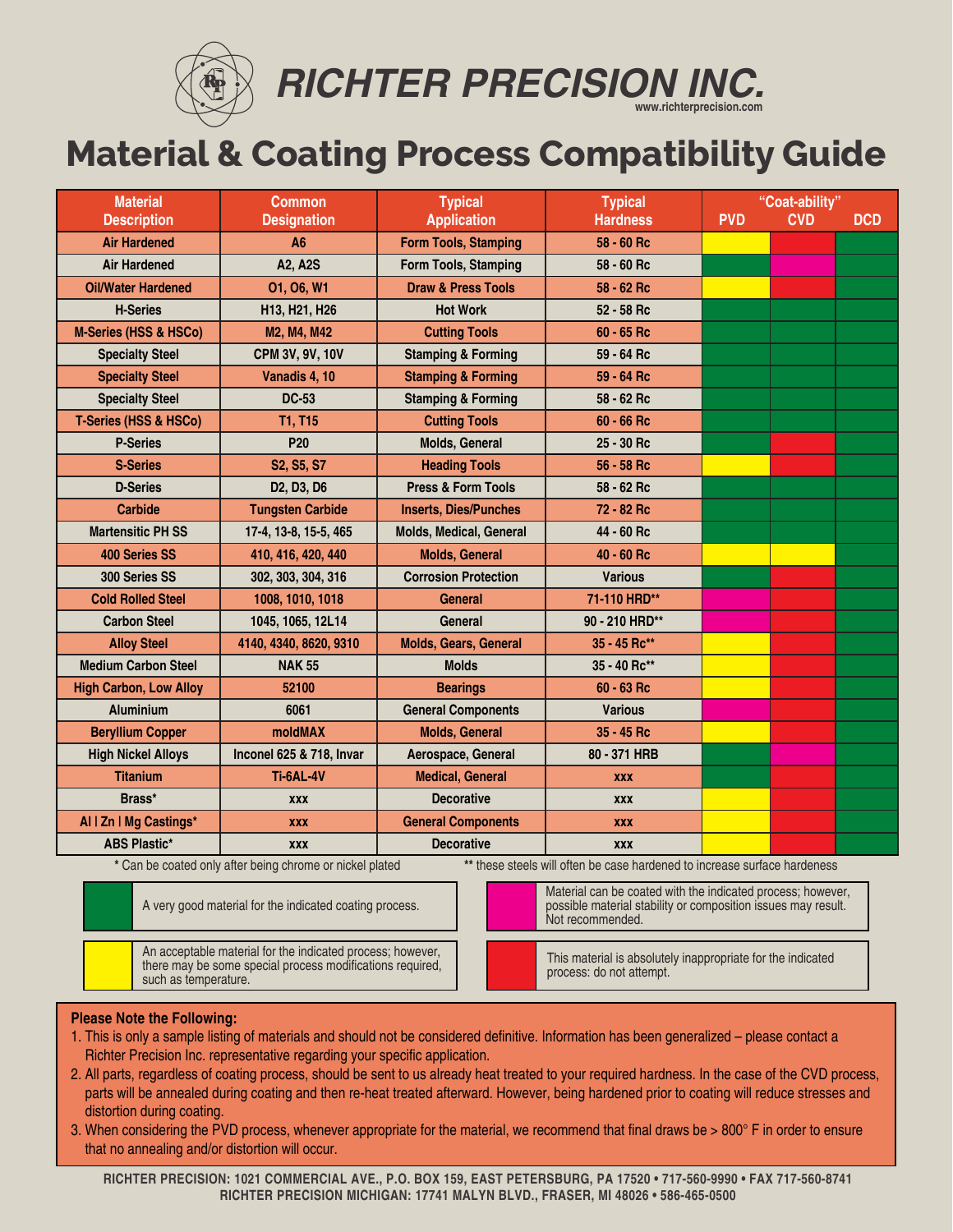# RICHTER PRECISION INC.

www.richterprecision.com

# Material & Coating Process Compatibility Guide

| Material Description | Common Designation | Typical Application | Typical Hardness | "Coat-ability" PVD | "Coat-ability" CVD | "Coat-ability" DCD |
|---|---|---|---|---|---|---|
| Air Hardened | A6 | Form Tools, Stamping | 58 - 60 Rc | Yellow | Red | Green |
| Air Hardened | A2, A2S | Form Tools, Stamping | 58 - 60 Rc | Green | Magenta | Green |
| Oil/Water Hardened | O1, O6, W1 | Draw & Press Tools | 58 - 62 Rc | Yellow | Red | Green |
| H-Series | H13, H21, H26 | Hot Work | 52 - 58 Rc | Green | Green | Green |
| M-Series (HSS & HSCo) | M2, M4, M42 | Cutting Tools | 60 - 65 Rc | Green | Green | Green |
| Specialty Steel | CPM 3V, 9V, 10V | Stamping & Forming | 59 - 64 Rc | Green | Green | Green |
| Specialty Steel | Vanadis 4, 10 | Stamping & Forming | 59 - 64 Rc | Green | Green | Green |
| Specialty Steel | DC-53 | Stamping & Forming | 58 - 62 Rc | Green | Green | Green |
| T-Series (HSS & HSCo) | T1, T15 | Cutting Tools | 60 - 66 Rc | Green | Green | Green |
| P-Series | P20 | Molds, General | 25 - 30 Rc | Green | Red | Green |
| S-Series | S2, S5, S7 | Heading Tools | 56 - 58 Rc | Yellow | Red | Green |
| D-Series | D2, D3, D6 | Press & Form Tools | 58 - 62 Rc | Green | Green | Green |
| Carbide | Tungsten Carbide | Inserts, Dies/Punches | 72 - 82 Rc | Green | Green | Green |
| Martensitic PH SS | 17-4, 13-8, 15-5, 465 | Molds, Medical, General | 44 - 60 Rc | Green | Green | Green |
| 400 Series SS | 410, 416, 420, 440 | Molds, General | 40 - 60 Rc | Yellow | Yellow | Green |
| 300 Series SS | 302, 303, 304, 316 | Corrosion Protection | Various | Green | Red | Green |
| Cold Rolled Steel | 1008, 1010, 1018 | General | 71-110 HRD** | Magenta | Red | Green |
| Carbon Steel | 1045, 1065, 12L14 | General | 90 - 210 HRD** | Magenta | Red | Green |
| Alloy Steel | 4140, 4340, 8620, 9310 | Molds, Gears, General | 35 - 45 Rc** | Yellow | Red | Green |
| Medium Carbon Steel | NAK 55 | Molds | 35 - 40 Rc** | Yellow | Red | Green |
| High Carbon, Low Alloy | 52100 | Bearings | 60 - 63 Rc | Yellow | Red | Green |
| Aluminium | 6061 | General Components | Various | Magenta | Red | Green |
| Beryllium Copper | moldMAX | Molds, General | 35 - 45 Rc | Yellow | Red | Green |
| High Nickel Alloys | Inconel 625 & 718, Invar | Aerospace, General | 80 - 371 HRB | Green | Magenta | Green |
| Titanium | Ti-6AL-4V | Medical, General | xxx | Green | Red | Green |
| Brass* | xxx | Decorative | xxx | Yellow | Red | Green |
| Al \| Zn \| Mg Castings* | xxx | General Components | xxx | Yellow | Red | Green |
| ABS Plastic* | xxx | Decorative | xxx | Yellow | Red | Green |

\* Can be coated only after being chrome or nickel plated

\*\* these steels will often be case hardened to increase surface hardeness

- **Green:** A very good material for the indicated coating process.
- **Yellow:** An acceptable material for the indicated process; however, there may be some special process modifications required, such as temperature.
- **Magenta:** Material can be coated with the indicated process; however, possible material stability or composition issues may result. Not recommended.
- **Red:** This material is absolutely inappropriate for the indicated process: do not attempt.

**Please Note the Following:**

1. This is only a sample listing of materials and should not be considered definitive. Information has been generalized – please contact a Richter Precision Inc. representative regarding your specific application.
2. All parts, regardless of coating process, should be sent to us already heat treated to your required hardness. In the case of the CVD process, parts will be annealed during coating and then re-heat treated afterward. However, being hardened prior to coating will reduce stresses and distortion during coating.
3. When considering the PVD process, whenever appropriate for the material, we recommend that final draws be > 800° F in order to ensure that no annealing and/or distortion will occur.

RICHTER PRECISION: 1021 COMMERCIAL AVE., P.O. BOX 159, EAST PETERSBURG, PA 17520 • 717-560-9990 • FAX 717-560-8741
RICHTER PRECISION MICHIGAN: 17741 MALYN BLVD., FRASER, MI 48026 • 586-465-0500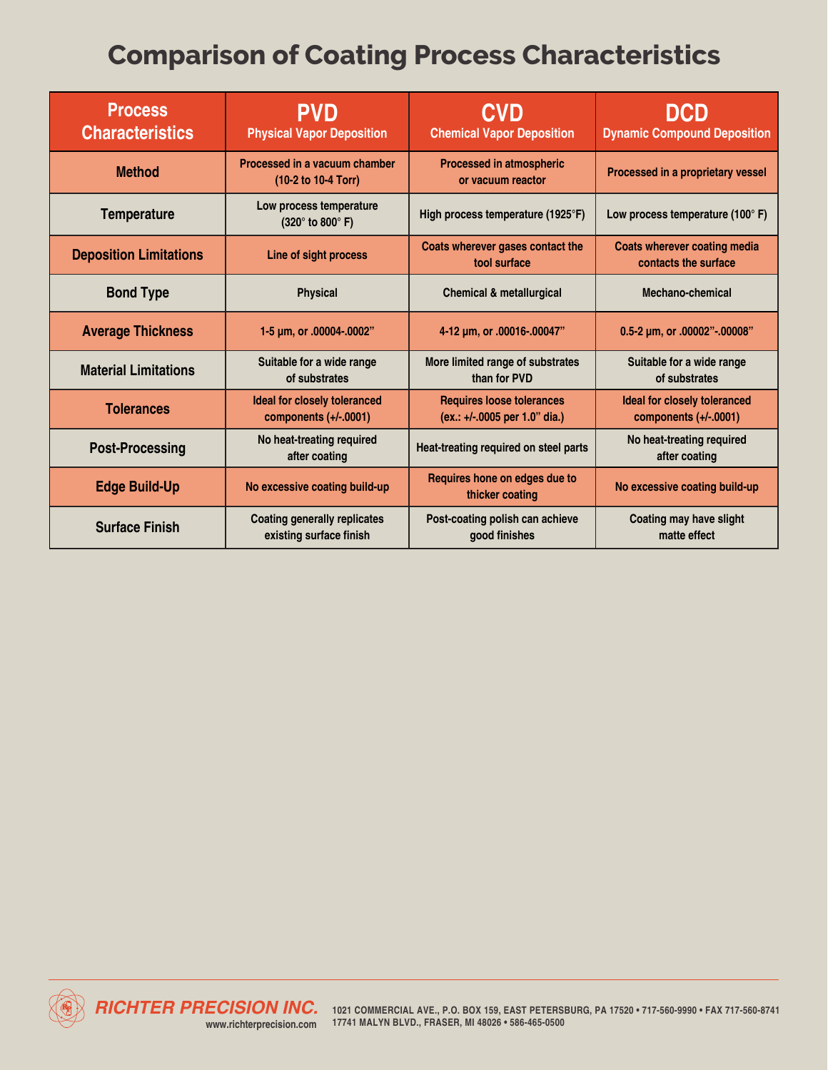# Comparison of Coating Process Characteristics

| Process Characteristics | PVD Physical Vapor Deposition | CVD Chemical Vapor Deposition | DCD Dynamic Compound Deposition |
| --- | --- | --- | --- |
| Method | Processed in a vacuum chamber (10-2 to 10-4 Torr) | Processed in atmospheric or vacuum reactor | Processed in a proprietary vessel |
| Temperature | Low process temperature (320° to 800° F) | High process temperature (1925°F) | Low process temperature (100° F) |
| Deposition Limitations | Line of sight process | Coats wherever gases contact the tool surface | Coats wherever coating media contacts the surface |
| Bond Type | Physical | Chemical & metallurgical | Mechano-chemical |
| Average Thickness | 1-5 μm, or .00004-.0002" | 4-12 μm, or .00016-.00047" | 0.5-2 μm, or .00002"-.00008" |
| Material Limitations | Suitable for a wide range of substrates | More limited range of substrates than for PVD | Suitable for a wide range of substrates |
| Tolerances | Ideal for closely toleranced components (+/-.0001) | Requires loose tolerances (ex.: +/-.0005 per 1.0" dia.) | Ideal for closely toleranced components (+/-.0001) |
| Post-Processing | No heat-treating required after coating | Heat-treating required on steel parts | No heat-treating required after coating |
| Edge Build-Up | No excessive coating build-up | Requires hone on edges due to thicker coating | No excessive coating build-up |
| Surface Finish | Coating generally replicates existing surface finish | Post-coating polish can achieve good finishes | Coating may have slight matte effect |

**RICHTER PRECISION INC.**
www.richterprecision.com

1021 COMMERCIAL AVE., P.O. BOX 159, EAST PETERSBURG, PA 17520 • 717-560-9990 • FAX 717-560-8741
17741 MALYN BLVD., FRASER, MI 48026 • 586-465-0500